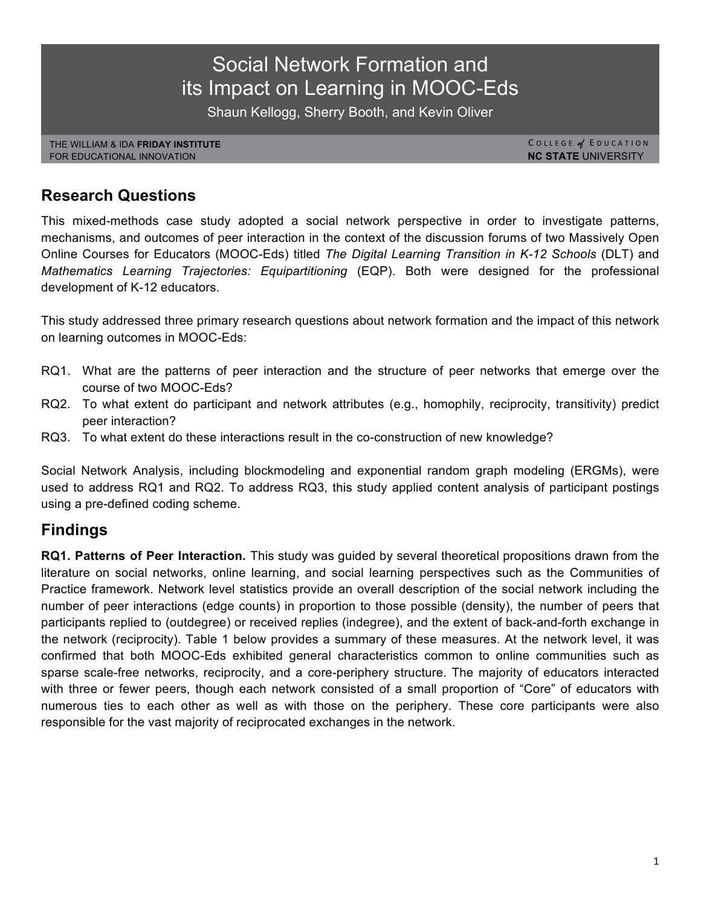# Social Network Formation and its Impact on Learning in MOOC-Eds

Shaun Kellogg, Sherry Booth, and Kevin Oliver

THE WILLIAM & IDA **FRIDAY INSTITUTE** FOR EDUCATIONAL INNOVATION

COLLEGE *of* EDUCATION **NC STATE** UNIVERSITY

## Research Questions

This mixed-methods case study adopted a social network perspective in order to investigate patterns, mechanisms, and outcomes of peer interaction in the context of the discussion forums of two Massively Open Online Courses for Educators (MOOC-Eds) titled *The Digital Learning Transition in K-12 Schools* (DLT) and *Mathematics Learning Trajectories: Equipartitioning* (EQP). Both were designed for the professional development of K-12 educators.

This study addressed three primary research questions about network formation and the impact of this network on learning outcomes in MOOC-Eds:

- RQ1. What are the patterns of peer interaction and the structure of peer networks that emerge over the course of two MOOC-Eds?
- RQ2. To what extent do participant and network attributes (e.g., homophily, reciprocity, transitivity) predict peer interaction?
- RQ3. To what extent do these interactions result in the co-construction of new knowledge?

Social Network Analysis, including blockmodeling and exponential random graph modeling (ERGMs), were used to address RQ1 and RQ2. To address RQ3, this study applied content analysis of participant postings using a pre-defined coding scheme.

## Findings

**RQ1. Patterns of Peer Interaction.** This study was guided by several theoretical propositions drawn from the literature on social networks, online learning, and social learning perspectives such as the Communities of Practice framework. Network level statistics provide an overall description of the social network including the number of peer interactions (edge counts) in proportion to those possible (density), the number of peers that participants replied to (outdegree) or received replies (indegree), and the extent of back-and-forth exchange in the network (reciprocity). Table 1 below provides a summary of these measures. At the network level, it was confirmed that both MOOC-Eds exhibited general characteristics common to online communities such as sparse scale-free networks, reciprocity, and a core-periphery structure. The majority of educators interacted with three or fewer peers, though each network consisted of a small proportion of "Core" of educators with numerous ties to each other as well as with those on the periphery. These core participants were also responsible for the vast majority of reciprocated exchanges in the network.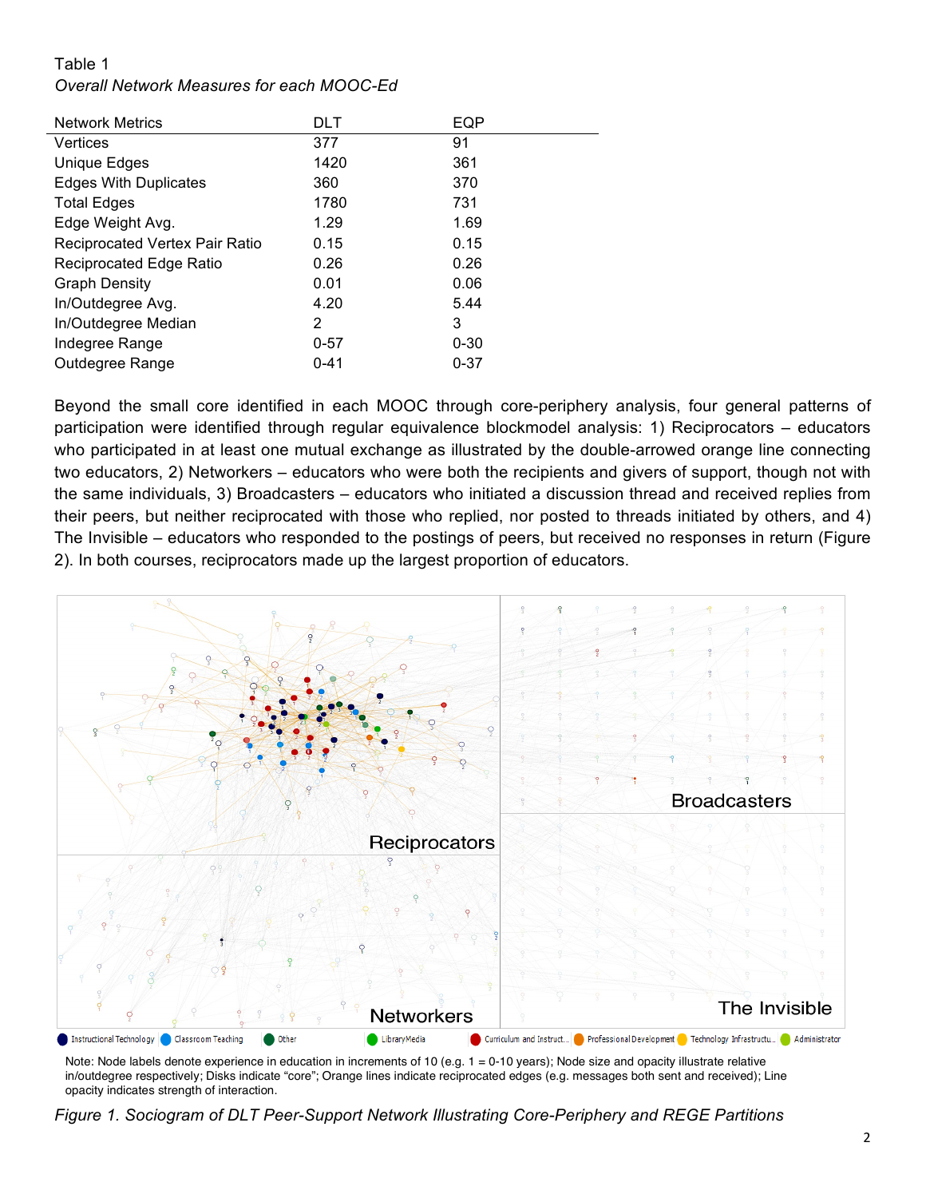Table 1

*Overall Network Measures for each MOOC-Ed*

| Network Metrics | DLT | EQP |
|---|---|---|
| Vertices | 377 | 91 |
| Unique Edges | 1420 | 361 |
| Edges With Duplicates | 360 | 370 |
| Total Edges | 1780 | 731 |
| Edge Weight Avg. | 1.29 | 1.69 |
| Reciprocated Vertex Pair Ratio | 0.15 | 0.15 |
| Reciprocated Edge Ratio | 0.26 | 0.26 |
| Graph Density | 0.01 | 0.06 |
| In/Outdegree Avg. | 4.20 | 5.44 |
| In/Outdegree Median | 2 | 3 |
| Indegree Range | 0-57 | 0-30 |
| Outdegree Range | 0-41 | 0-37 |

Beyond the small core identified in each MOOC through core-periphery analysis, four general patterns of participation were identified through regular equivalence blockmodel analysis: 1) Reciprocators – educators who participated in at least one mutual exchange as illustrated by the double-arrowed orange line connecting two educators, 2) Networkers – educators who were both the recipients and givers of support, though not with the same individuals, 3) Broadcasters – educators who initiated a discussion thread and received replies from their peers, but neither reciprocated with those who replied, nor posted to threads initiated by others, and 4) The Invisible – educators who responded to the postings of peers, but received no responses in return (Figure 2). In both courses, reciprocators made up the largest proportion of educators.

Note: Node labels denote experience in education in increments of 10 (e.g. 1 = 0-10 years); Node size and opacity illustrate relative in/outdegree respectively; Disks indicate "core"; Orange lines indicate reciprocated edges (e.g. messages both sent and received); Line opacity indicates strength of interaction.

*Figure 1. Sociogram of DLT Peer-Support Network Illustrating Core-Periphery and REGE Partitions*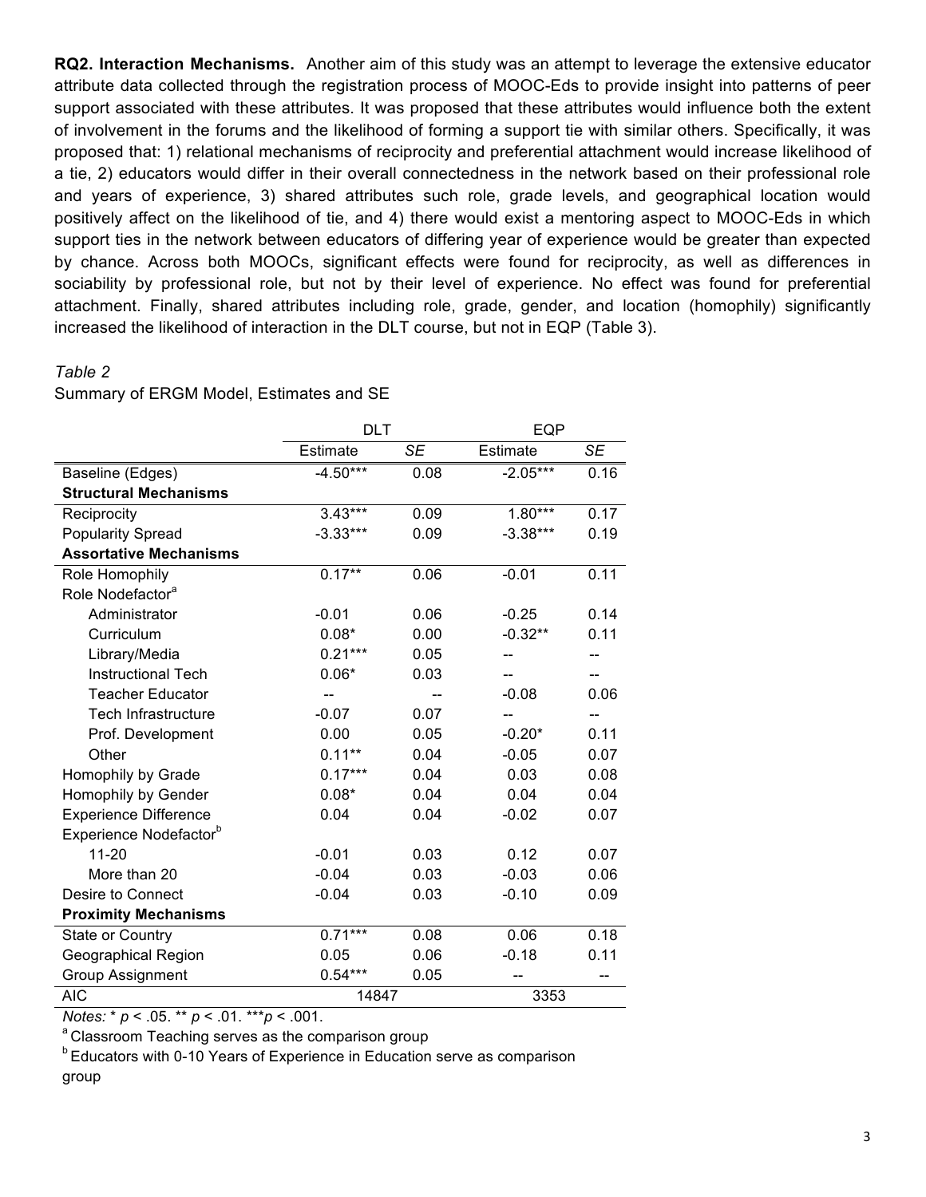**RQ2. Interaction Mechanisms.** Another aim of this study was an attempt to leverage the extensive educator attribute data collected through the registration process of MOOC-Eds to provide insight into patterns of peer support associated with these attributes. It was proposed that these attributes would influence both the extent of involvement in the forums and the likelihood of forming a support tie with similar others. Specifically, it was proposed that: 1) relational mechanisms of reciprocity and preferential attachment would increase likelihood of a tie, 2) educators would differ in their overall connectedness in the network based on their professional role and years of experience, 3) shared attributes such role, grade levels, and geographical location would positively affect on the likelihood of tie, and 4) there would exist a mentoring aspect to MOOC-Eds in which support ties in the network between educators of differing year of experience would be greater than expected by chance. Across both MOOCs, significant effects were found for reciprocity, as well as differences in sociability by professional role, but not by their level of experience. No effect was found for preferential attachment. Finally, shared attributes including role, grade, gender, and location (homophily) significantly increased the likelihood of interaction in the DLT course, but not in EQP (Table 3).

*Table 2*

Summary of ERGM Model, Estimates and SE

| | DLT | | EQP | |
|---|---|---|---|---|
| | Estimate | *SE* | Estimate | *SE* |
| Baseline (Edges) | -4.50*** | 0.08 | -2.05*** | 0.16 |
| **Structural Mechanisms** | | | | |
| Reciprocity | 3.43*** | 0.09 | 1.80*** | 0.17 |
| Popularity Spread | -3.33*** | 0.09 | -3.38*** | 0.19 |
| **Assortative Mechanisms** | | | | |
| Role Homophily | 0.17** | 0.06 | -0.01 | 0.11 |
| Role Nodefactor[a] | | | | |
| Administrator | -0.01 | 0.06 | -0.25 | 0.14 |
| Curriculum | 0.08* | 0.00 | -0.32** | 0.11 |
| Library/Media | 0.21*** | 0.05 | -- | -- |
| Instructional Tech | 0.06* | 0.03 | -- | -- |
| Teacher Educator | -- | -- | -0.08 | 0.06 |
| Tech Infrastructure | -0.07 | 0.07 | -- | -- |
| Prof. Development | 0.00 | 0.05 | -0.20* | 0.11 |
| Other | 0.11** | 0.04 | -0.05 | 0.07 |
| Homophily by Grade | 0.17*** | 0.04 | 0.03 | 0.08 |
| Homophily by Gender | 0.08* | 0.04 | 0.04 | 0.04 |
| Experience Difference | 0.04 | 0.04 | -0.02 | 0.07 |
| Experience Nodefactor[b] | | | | |
| 11-20 | -0.01 | 0.03 | 0.12 | 0.07 |
| More than 20 | -0.04 | 0.03 | -0.03 | 0.06 |
| Desire to Connect | -0.04 | 0.03 | -0.10 | 0.09 |
| **Proximity Mechanisms** | | | | |
| State or Country | 0.71*** | 0.08 | 0.06 | 0.18 |
| Geographical Region | 0.05 | 0.06 | -0.18 | 0.11 |
| Group Assignment | 0.54*** | 0.05 | -- | -- |
| AIC | 14847 | | 3353 | |

*Notes:* * $p < .05$. ** $p < .01$. *** $p < .001$.

[a] Classroom Teaching serves as the comparison group

[b] Educators with 0-10 Years of Experience in Education serve as comparison group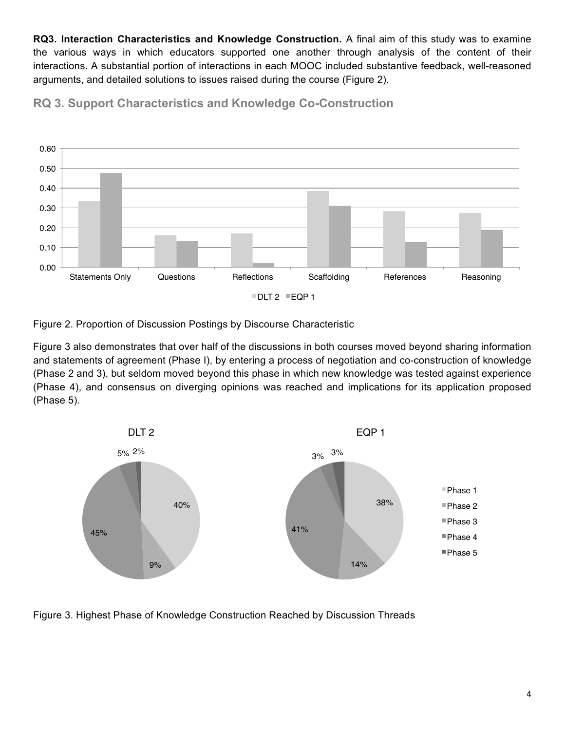**RQ3. Interaction Characteristics and Knowledge Construction.** A final aim of this study was to examine the various ways in which educators supported one another through analysis of the content of their interactions. A substantial portion of interactions in each MOOC included substantive feedback, well-reasoned arguments, and detailed solutions to issues raised during the course (Figure 2).

## RQ 3. Support Characteristics and Knowledge Co-Construction

Figure 2. Proportion of Discussion Postings by Discourse Characteristic

Figure 3 also demonstrates that over half of the discussions in both courses moved beyond sharing information and statements of agreement (Phase I), by entering a process of negotiation and co-construction of knowledge (Phase 2 and 3), but seldom moved beyond this phase in which new knowledge was tested against experience (Phase 4), and consensus on diverging opinions was reached and implications for its application proposed (Phase 5).

Figure 3. Highest Phase of Knowledge Construction Reached by Discussion Threads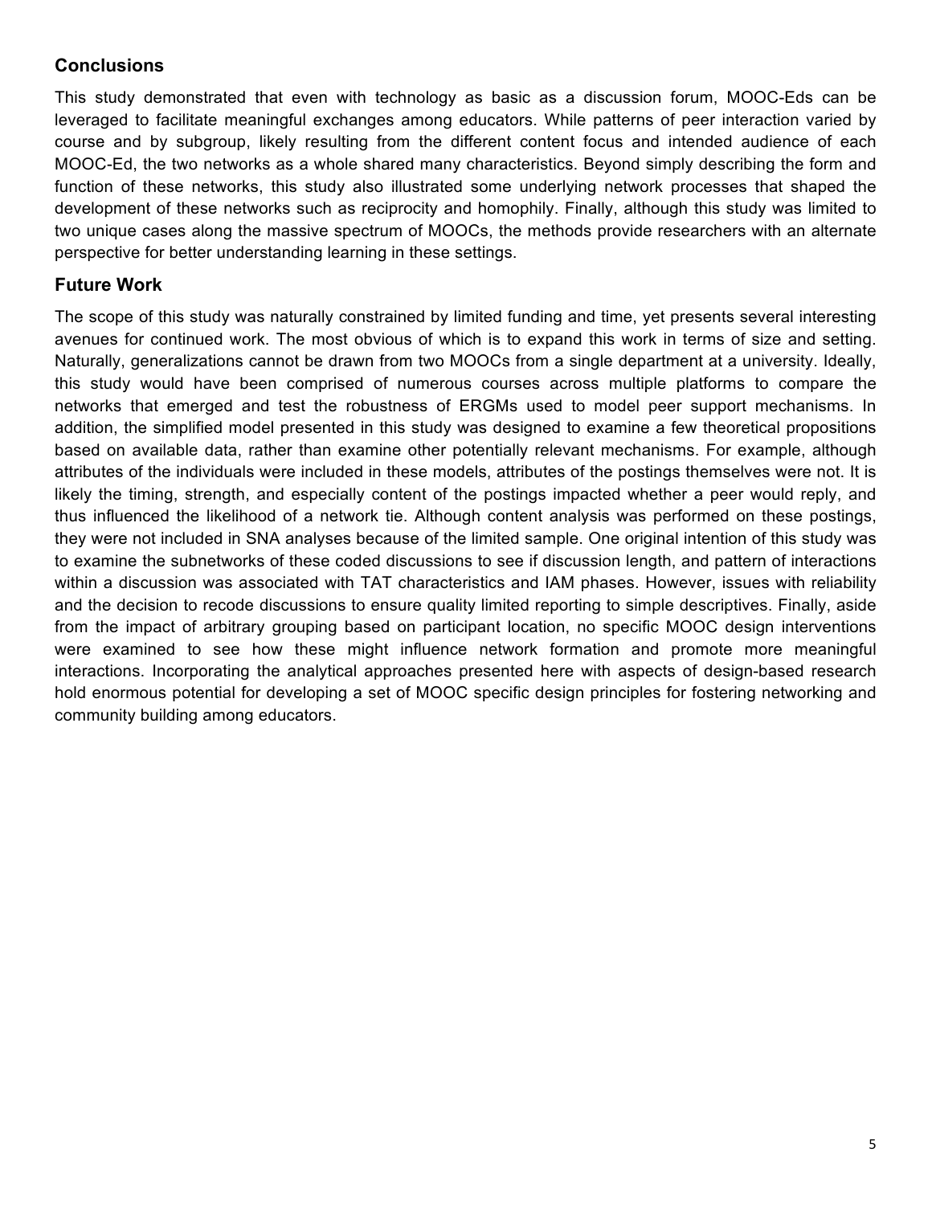## Conclusions

This study demonstrated that even with technology as basic as a discussion forum, MOOC-Eds can be leveraged to facilitate meaningful exchanges among educators. While patterns of peer interaction varied by course and by subgroup, likely resulting from the different content focus and intended audience of each MOOC-Ed, the two networks as a whole shared many characteristics. Beyond simply describing the form and function of these networks, this study also illustrated some underlying network processes that shaped the development of these networks such as reciprocity and homophily. Finally, although this study was limited to two unique cases along the massive spectrum of MOOCs, the methods provide researchers with an alternate perspective for better understanding learning in these settings.

## Future Work

The scope of this study was naturally constrained by limited funding and time, yet presents several interesting avenues for continued work. The most obvious of which is to expand this work in terms of size and setting. Naturally, generalizations cannot be drawn from two MOOCs from a single department at a university. Ideally, this study would have been comprised of numerous courses across multiple platforms to compare the networks that emerged and test the robustness of ERGMs used to model peer support mechanisms. In addition, the simplified model presented in this study was designed to examine a few theoretical propositions based on available data, rather than examine other potentially relevant mechanisms. For example, although attributes of the individuals were included in these models, attributes of the postings themselves were not. It is likely the timing, strength, and especially content of the postings impacted whether a peer would reply, and thus influenced the likelihood of a network tie. Although content analysis was performed on these postings, they were not included in SNA analyses because of the limited sample. One original intention of this study was to examine the subnetworks of these coded discussions to see if discussion length, and pattern of interactions within a discussion was associated with TAT characteristics and IAM phases. However, issues with reliability and the decision to recode discussions to ensure quality limited reporting to simple descriptives. Finally, aside from the impact of arbitrary grouping based on participant location, no specific MOOC design interventions were examined to see how these might influence network formation and promote more meaningful interactions. Incorporating the analytical approaches presented here with aspects of design-based research hold enormous potential for developing a set of MOOC specific design principles for fostering networking and community building among educators.